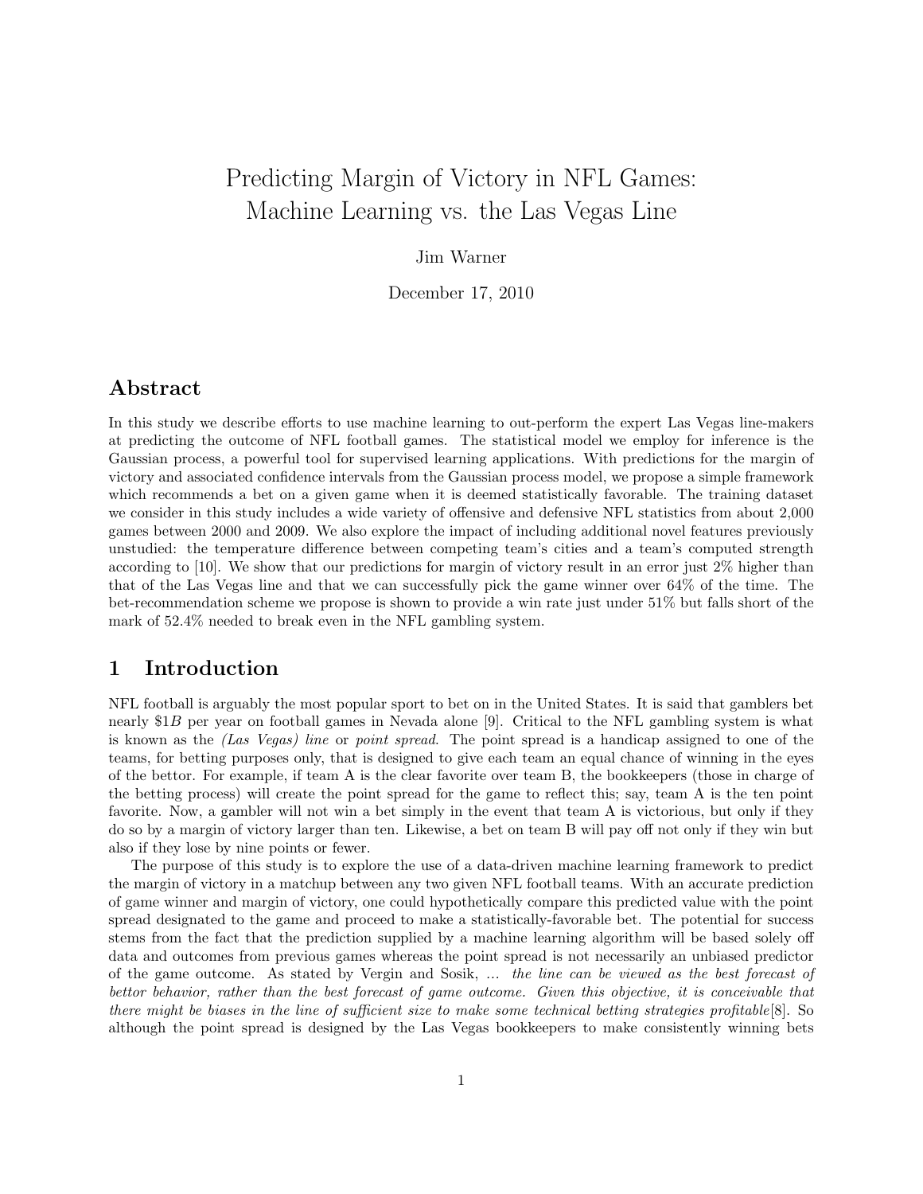# Predicting Margin of Victory in NFL Games: Machine Learning vs. the Las Vegas Line

Jim Warner

December 17, 2010

## Abstract

In this study we describe efforts to use machine learning to out-perform the expert Las Vegas line-makers at predicting the outcome of NFL football games. The statistical model we employ for inference is the Gaussian process, a powerful tool for supervised learning applications. With predictions for the margin of victory and associated confidence intervals from the Gaussian process model, we propose a simple framework which recommends a bet on a given game when it is deemed statistically favorable. The training dataset we consider in this study includes a wide variety of offensive and defensive NFL statistics from about 2,000 games between 2000 and 2009. We also explore the impact of including additional novel features previously unstudied: the temperature difference between competing team's cities and a team's computed strength according to [10]. We show that our predictions for margin of victory result in an error just 2% higher than that of the Las Vegas line and that we can successfully pick the game winner over 64% of the time. The bet-recommendation scheme we propose is shown to provide a win rate just under 51% but falls short of the mark of 52.4% needed to break even in the NFL gambling system.

## 1 Introduction

NFL football is arguably the most popular sport to bet on in the United States. It is said that gamblers bet nearly $1$B$ per year on football games in Nevada alone [9]. Critical to the NFL gambling system is what is known as the *(Las Vegas) line* or *point spread*. The point spread is a handicap assigned to one of the teams, for betting purposes only, that is designed to give each team an equal chance of winning in the eyes of the bettor. For example, if team A is the clear favorite over team B, the bookkeepers (those in charge of the betting process) will create the point spread for the game to reflect this; say, team A is the ten point favorite. Now, a gambler will not win a bet simply in the event that team A is victorious, but only if they do so by a margin of victory larger than ten. Likewise, a bet on team B will pay off not only if they win but also if they lose by nine points or fewer.

The purpose of this study is to explore the use of a data-driven machine learning framework to predict the margin of victory in a matchup between any two given NFL football teams. With an accurate prediction of game winner and margin of victory, one could hypothetically compare this predicted value with the point spread designated to the game and proceed to make a statistically-favorable bet. The potential for success stems from the fact that the prediction supplied by a machine learning algorithm will be based solely off data and outcomes from previous games whereas the point spread is not necessarily an unbiased predictor of the game outcome. As stated by Vergin and Sosik, ... *the line can be viewed as the best forecast of bettor behavior, rather than the best forecast of game outcome. Given this objective, it is conceivable that there might be biases in the line of sufficient size to make some technical betting strategies profitable*[8]. So although the point spread is designed by the Las Vegas bookkeepers to make consistently winning bets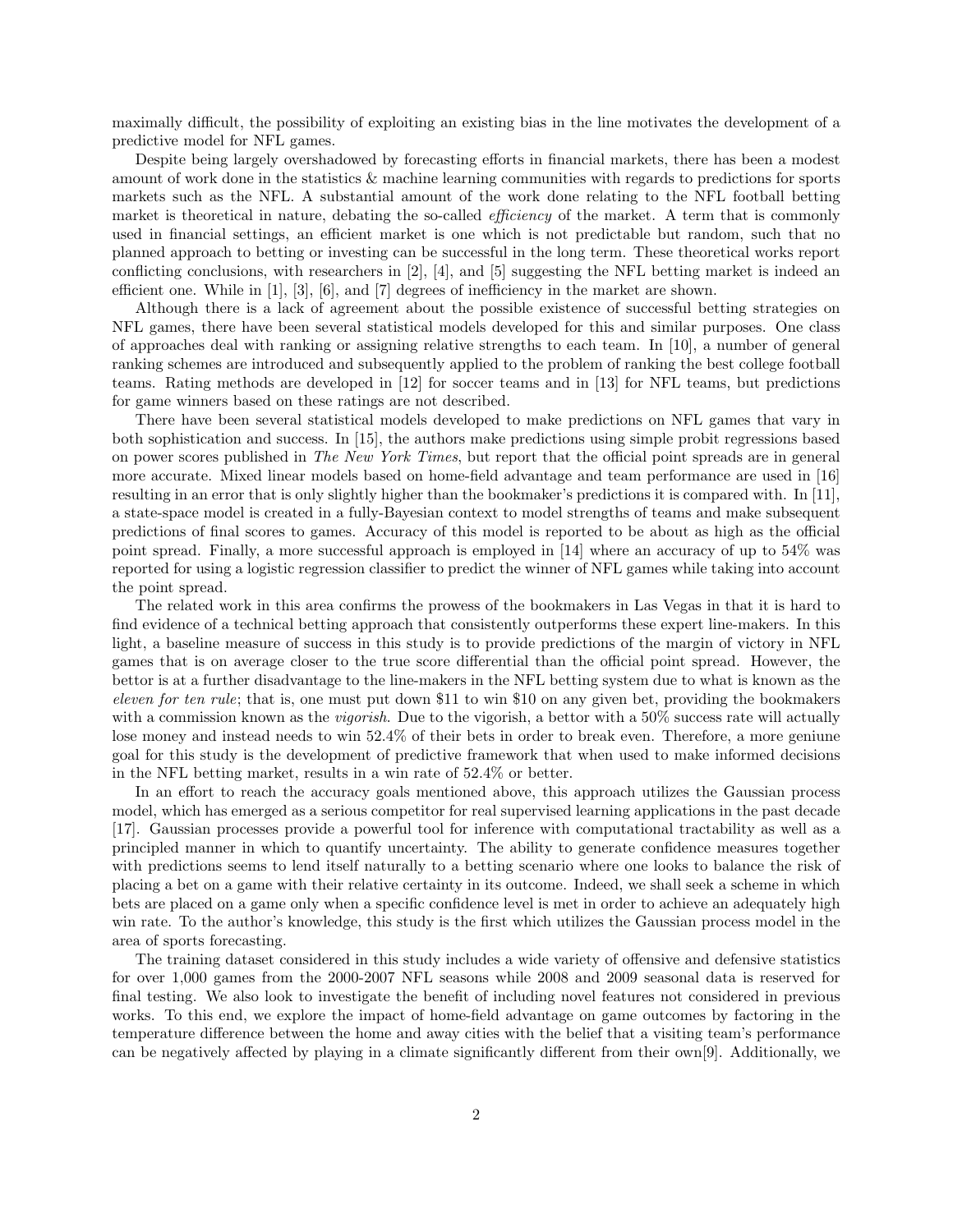maximally difficult, the possibility of exploiting an existing bias in the line motivates the development of a predictive model for NFL games.

Despite being largely overshadowed by forecasting efforts in financial markets, there has been a modest amount of work done in the statistics & machine learning communities with regards to predictions for sports markets such as the NFL. A substantial amount of the work done relating to the NFL football betting market is theoretical in nature, debating the so-called *efficiency* of the market. A term that is commonly used in financial settings, an efficient market is one which is not predictable but random, such that no planned approach to betting or investing can be successful in the long term. These theoretical works report conflicting conclusions, with researchers in [2], [4], and [5] suggesting the NFL betting market is indeed an efficient one. While in [1], [3], [6], and [7] degrees of inefficiency in the market are shown.

Although there is a lack of agreement about the possible existence of successful betting strategies on NFL games, there have been several statistical models developed for this and similar purposes. One class of approaches deal with ranking or assigning relative strengths to each team. In [10], a number of general ranking schemes are introduced and subsequently applied to the problem of ranking the best college football teams. Rating methods are developed in [12] for soccer teams and in [13] for NFL teams, but predictions for game winners based on these ratings are not described.

There have been several statistical models developed to make predictions on NFL games that vary in both sophistication and success. In [15], the authors make predictions using simple probit regressions based on power scores published in *The New York Times*, but report that the official point spreads are in general more accurate. Mixed linear models based on home-field advantage and team performance are used in [16] resulting in an error that is only slightly higher than the bookmaker's predictions it is compared with. In [11], a state-space model is created in a fully-Bayesian context to model strengths of teams and make subsequent predictions of final scores to games. Accuracy of this model is reported to be about as high as the official point spread. Finally, a more successful approach is employed in [14] where an accuracy of up to 54% was reported for using a logistic regression classifier to predict the winner of NFL games while taking into account the point spread.

The related work in this area confirms the prowess of the bookmakers in Las Vegas in that it is hard to find evidence of a technical betting approach that consistently outperforms these expert line-makers. In this light, a baseline measure of success in this study is to provide predictions of the margin of victory in NFL games that is on average closer to the true score differential than the official point spread. However, the bettor is at a further disadvantage to the line-makers in the NFL betting system due to what is known as the *eleven for ten rule*; that is, one must put down $11 to win $10 on any given bet, providing the bookmakers with a commission known as the *vigorish*. Due to the vigorish, a bettor with a 50% success rate will actually lose money and instead needs to win 52.4% of their bets in order to break even. Therefore, a more geniune goal for this study is the development of predictive framework that when used to make informed decisions in the NFL betting market, results in a win rate of 52.4% or better.

In an effort to reach the accuracy goals mentioned above, this approach utilizes the Gaussian process model, which has emerged as a serious competitor for real supervised learning applications in the past decade [17]. Gaussian processes provide a powerful tool for inference with computational tractability as well as a principled manner in which to quantify uncertainty. The ability to generate confidence measures together with predictions seems to lend itself naturally to a betting scenario where one looks to balance the risk of placing a bet on a game with their relative certainty in its outcome. Indeed, we shall seek a scheme in which bets are placed on a game only when a specific confidence level is met in order to achieve an adequately high win rate. To the author's knowledge, this study is the first which utilizes the Gaussian process model in the area of sports forecasting.

The training dataset considered in this study includes a wide variety of offensive and defensive statistics for over 1,000 games from the 2000-2007 NFL seasons while 2008 and 2009 seasonal data is reserved for final testing. We also look to investigate the benefit of including novel features not considered in previous works. To this end, we explore the impact of home-field advantage on game outcomes by factoring in the temperature difference between the home and away cities with the belief that a visiting team's performance can be negatively affected by playing in a climate significantly different from their own[9]. Additionally, we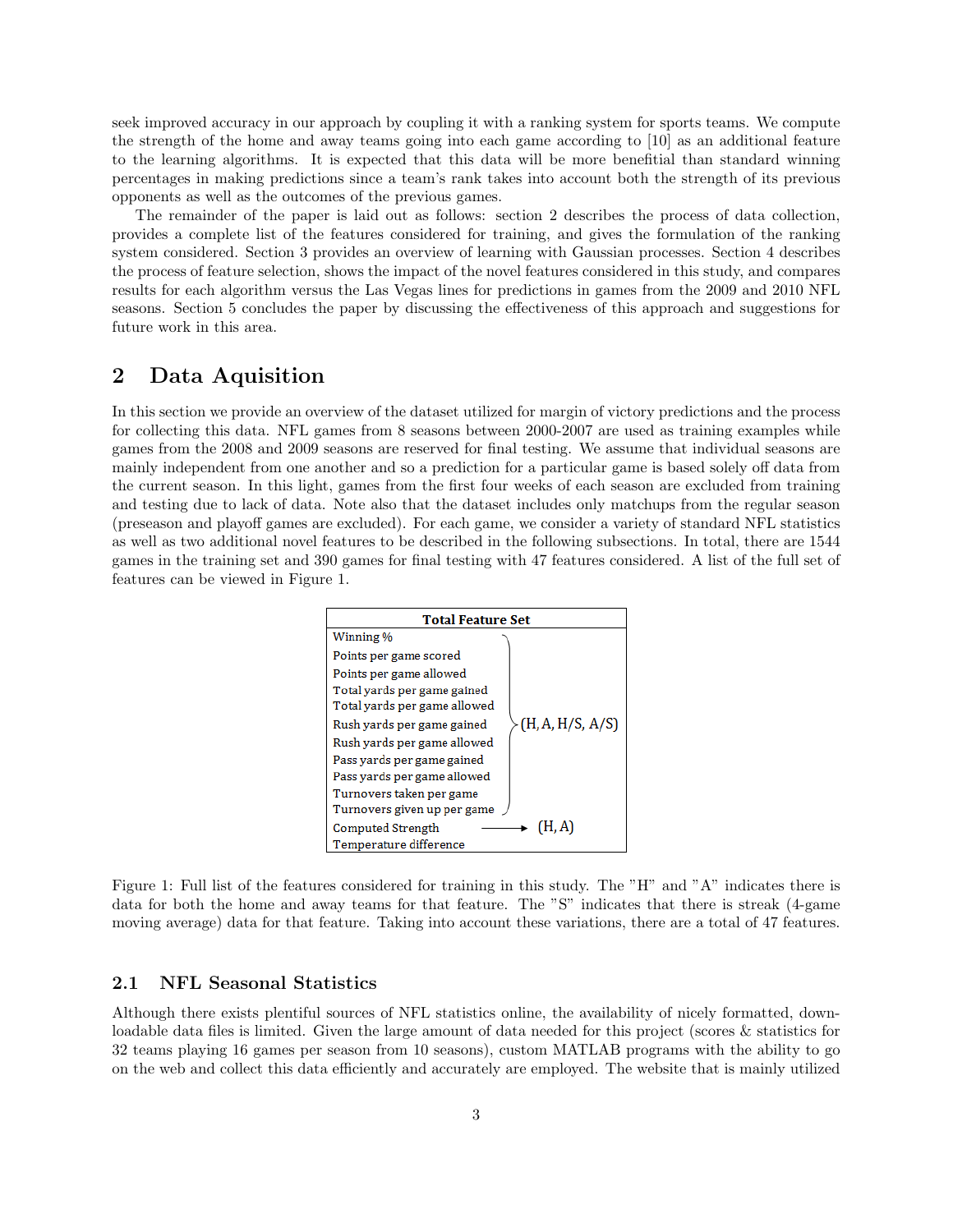seek improved accuracy in our approach by coupling it with a ranking system for sports teams. We compute the strength of the home and away teams going into each game according to [10] as an additional feature to the learning algorithms. It is expected that this data will be more benefitial than standard winning percentages in making predictions since a team's rank takes into account both the strength of its previous opponents as well as the outcomes of the previous games.

The remainder of the paper is laid out as follows: section 2 describes the process of data collection, provides a complete list of the features considered for training, and gives the formulation of the ranking system considered. Section 3 provides an overview of learning with Gaussian processes. Section 4 describes the process of feature selection, shows the impact of the novel features considered in this study, and compares results for each algorithm versus the Las Vegas lines for predictions in games from the 2009 and 2010 NFL seasons. Section 5 concludes the paper by discussing the effectiveness of this approach and suggestions for future work in this area.

## 2 Data Aquisition

In this section we provide an overview of the dataset utilized for margin of victory predictions and the process for collecting this data. NFL games from 8 seasons between 2000-2007 are used as training examples while games from the 2008 and 2009 seasons are reserved for final testing. We assume that individual seasons are mainly independent from one another and so a prediction for a particular game is based solely off data from the current season. In this light, games from the first four weeks of each season are excluded from training and testing due to lack of data. Note also that the dataset includes only matchups from the regular season (preseason and playoff games are excluded). For each game, we consider a variety of standard NFL statistics as well as two additional novel features to be described in the following subsections. In total, there are 1544 games in the training set and 390 games for final testing with 47 features considered. A list of the full set of features can be viewed in Figure 1.

| Total Feature Set | |
|---|---|
| Winning % | (H, A, H/S, A/S) |
| Points per game scored | (H, A, H/S, A/S) |
| Points per game allowed | (H, A, H/S, A/S) |
| Total yards per game gained | (H, A, H/S, A/S) |
| Total yards per game allowed | (H, A, H/S, A/S) |
| Rush yards per game gained | (H, A, H/S, A/S) |
| Rush yards per game allowed | (H, A, H/S, A/S) |
| Pass yards per game gained | (H, A, H/S, A/S) |
| Pass yards per game allowed | (H, A, H/S, A/S) |
| Turnovers taken per game | (H, A, H/S, A/S) |
| Turnovers given up per game | (H, A, H/S, A/S) |
| Computed Strength | (H, A) |
| Temperature difference | |

Figure 1: Full list of the features considered for training in this study. The "H" and "A" indicates there is data for both the home and away teams for that feature. The "S" indicates that there is streak (4-game moving average) data for that feature. Taking into account these variations, there are a total of 47 features.

### 2.1 NFL Seasonal Statistics

Although there exists plentiful sources of NFL statistics online, the availability of nicely formatted, downloadable data files is limited. Given the large amount of data needed for this project (scores & statistics for 32 teams playing 16 games per season from 10 seasons), custom MATLAB programs with the ability to go on the web and collect this data efficiently and accurately are employed. The website that is mainly utilized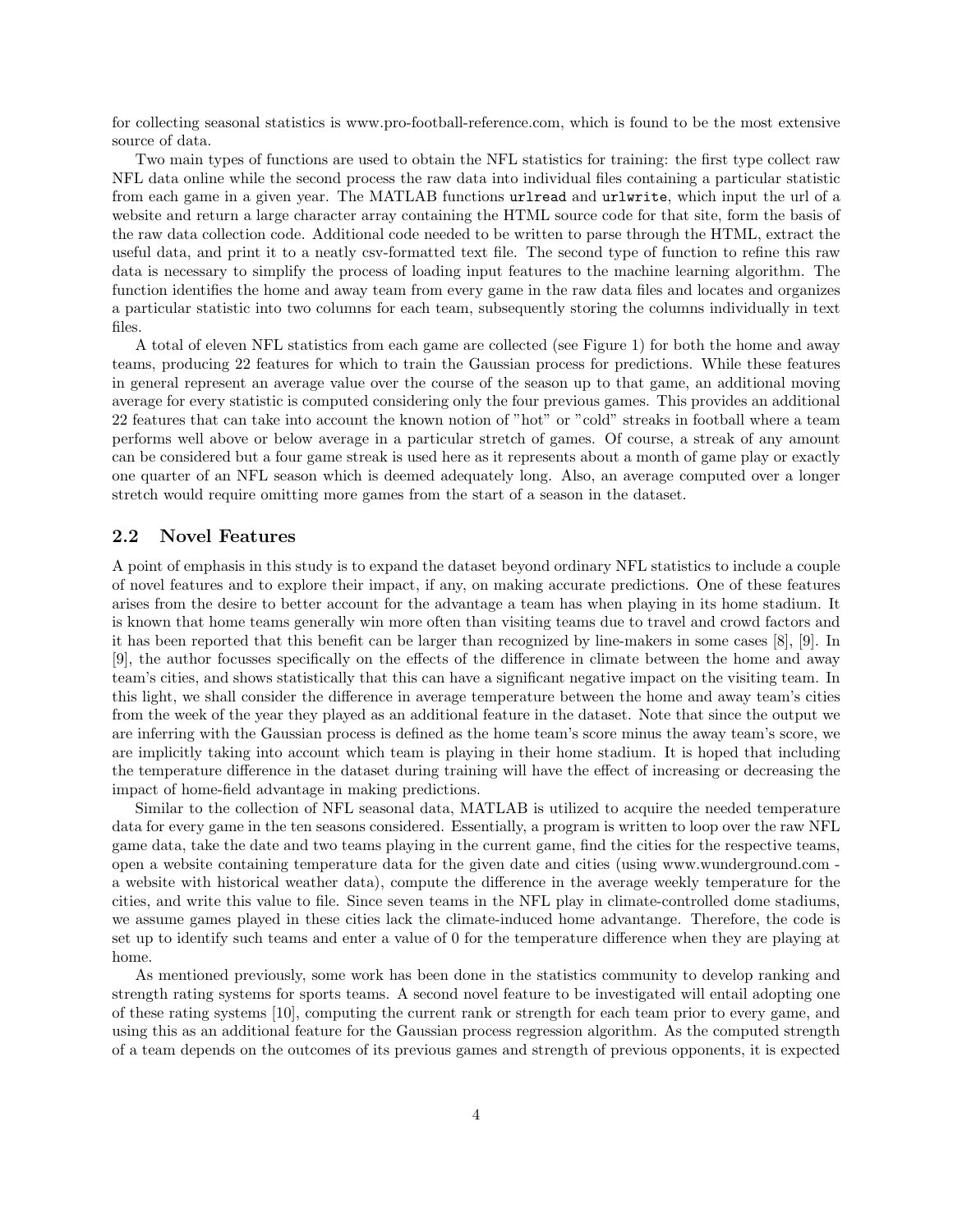for collecting seasonal statistics is www.pro-football-reference.com, which is found to be the most extensive source of data.

Two main types of functions are used to obtain the NFL statistics for training: the first type collect raw NFL data online while the second process the raw data into individual files containing a particular statistic from each game in a given year. The MATLAB functions `urlread` and `urlwrite`, which input the url of a website and return a large character array containing the HTML source code for that site, form the basis of the raw data collection code. Additional code needed to be written to parse through the HTML, extract the useful data, and print it to a neatly csv-formatted text file. The second type of function to refine this raw data is necessary to simplify the process of loading input features to the machine learning algorithm. The function identifies the home and away team from every game in the raw data files and locates and organizes a particular statistic into two columns for each team, subsequently storing the columns individually in text files.

A total of eleven NFL statistics from each game are collected (see Figure 1) for both the home and away teams, producing 22 features for which to train the Gaussian process for predictions. While these features in general represent an average value over the course of the season up to that game, an additional moving average for every statistic is computed considering only the four previous games. This provides an additional 22 features that can take into account the known notion of "hot" or "cold" streaks in football where a team performs well above or below average in a particular stretch of games. Of course, a streak of any amount can be considered but a four game streak is used here as it represents about a month of game play or exactly one quarter of an NFL season which is deemed adequately long. Also, an average computed over a longer stretch would require omitting more games from the start of a season in the dataset.

## 2.2 Novel Features

A point of emphasis in this study is to expand the dataset beyond ordinary NFL statistics to include a couple of novel features and to explore their impact, if any, on making accurate predictions. One of these features arises from the desire to better account for the advantage a team has when playing in its home stadium. It is known that home teams generally win more often than visiting teams due to travel and crowd factors and it has been reported that this benefit can be larger than recognized by line-makers in some cases [8], [9]. In [9], the author focusses specifically on the effects of the difference in climate between the home and away team's cities, and shows statistically that this can have a significant negative impact on the visiting team. In this light, we shall consider the difference in average temperature between the home and away team's cities from the week of the year they played as an additional feature in the dataset. Note that since the output we are inferring with the Gaussian process is defined as the home team's score minus the away team's score, we are implicitly taking into account which team is playing in their home stadium. It is hoped that including the temperature difference in the dataset during training will have the effect of increasing or decreasing the impact of home-field advantage in making predictions.

Similar to the collection of NFL seasonal data, MATLAB is utilized to acquire the needed temperature data for every game in the ten seasons considered. Essentially, a program is written to loop over the raw NFL game data, take the date and two teams playing in the current game, find the cities for the respective teams, open a website containing temperature data for the given date and cities (using www.wunderground.com - a website with historical weather data), compute the difference in the average weekly temperature for the cities, and write this value to file. Since seven teams in the NFL play in climate-controlled dome stadiums, we assume games played in these cities lack the climate-induced home advantange. Therefore, the code is set up to identify such teams and enter a value of 0 for the temperature difference when they are playing at home.

As mentioned previously, some work has been done in the statistics community to develop ranking and strength rating systems for sports teams. A second novel feature to be investigated will entail adopting one of these rating systems [10], computing the current rank or strength for each team prior to every game, and using this as an additional feature for the Gaussian process regression algorithm. As the computed strength of a team depends on the outcomes of its previous games and strength of previous opponents, it is expected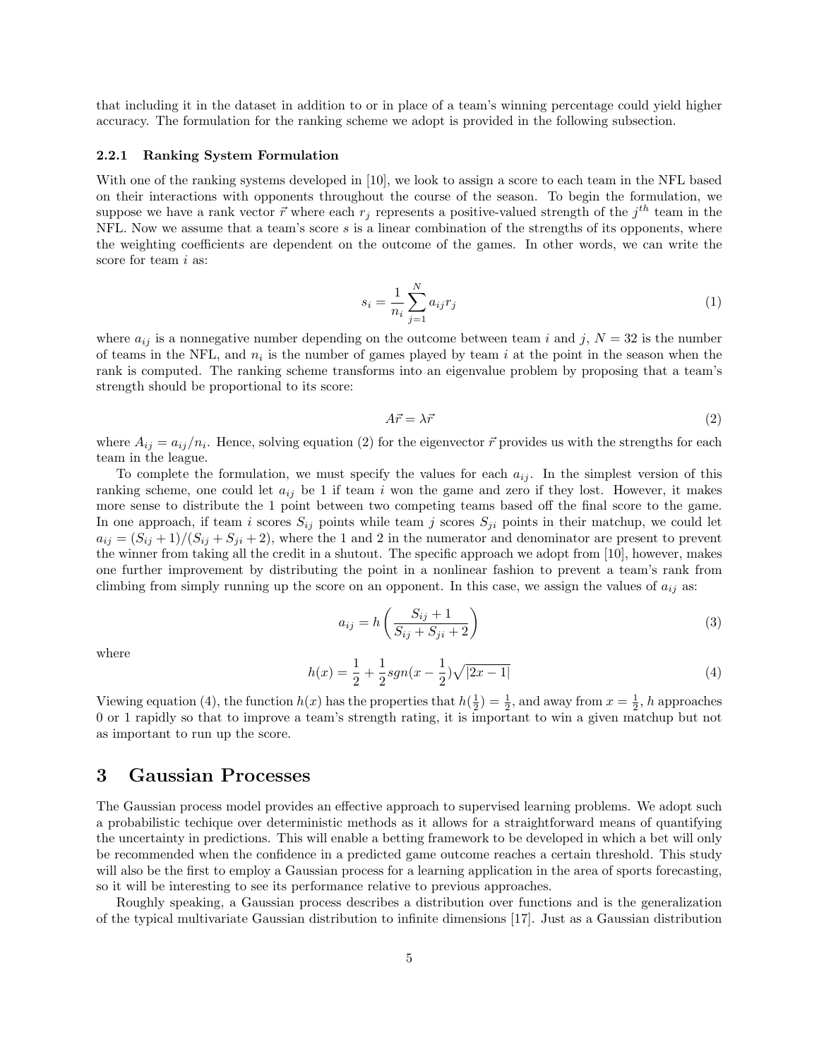that including it in the dataset in addition to or in place of a team's winning percentage could yield higher accuracy. The formulation for the ranking scheme we adopt is provided in the following subsection.

### 2.2.1 Ranking System Formulation

With one of the ranking systems developed in [10], we look to assign a score to each team in the NFL based on their interactions with opponents throughout the course of the season. To begin the formulation, we suppose we have a rank vector $\vec{r}$ where each $r_j$ represents a positive-valued strength of the $j^{th}$ team in the NFL. Now we assume that a team's score $s$ is a linear combination of the strengths of its opponents, where the weighting coefficients are dependent on the outcome of the games. In other words, we can write the score for team $i$ as:

$$s_i = \frac{1}{n_i} \sum_{j=1}^{N} a_{ij} r_j \tag{1}$$

where $a_{ij}$ is a nonnegative number depending on the outcome between team $i$ and $j$, $N = 32$ is the number of teams in the NFL, and $n_i$ is the number of games played by team $i$ at the point in the season when the rank is computed. The ranking scheme transforms into an eigenvalue problem by proposing that a team's strength should be proportional to its score:

$$A\vec{r} = \lambda \vec{r} \tag{2}$$

where $A_{ij} = a_{ij}/n_i$. Hence, solving equation (2) for the eigenvector $\vec{r}$ provides us with the strengths for each team in the league.

To complete the formulation, we must specify the values for each $a_{ij}$. In the simplest version of this ranking scheme, one could let $a_{ij}$ be 1 if team $i$ won the game and zero if they lost. However, it makes more sense to distribute the 1 point between two competing teams based off the final score to the game. In one approach, if team $i$ scores $S_{ij}$ points while team $j$ scores $S_{ji}$ points in their matchup, we could let $a_{ij} = (S_{ij} + 1)/(S_{ij} + S_{ji} + 2)$, where the 1 and 2 in the numerator and denominator are present to prevent the winner from taking all the credit in a shutout. The specific approach we adopt from [10], however, makes one further improvement by distributing the point in a nonlinear fashion to prevent a team's rank from climbing from simply running up the score on an opponent. In this case, we assign the values of $a_{ij}$ as:

$$a_{ij} = h\left(\frac{S_{ij} + 1}{S_{ij} + S_{ji} + 2}\right) \tag{3}$$

where

$$h(x) = \frac{1}{2} + \frac{1}{2} sgn(x - \frac{1}{2})\sqrt{|2x - 1|} \tag{4}$$

Viewing equation (4), the function $h(x)$ has the properties that $h(\frac{1}{2}) = \frac{1}{2}$, and away from $x = \frac{1}{2}$, $h$ approaches 0 or 1 rapidly so that to improve a team's strength rating, it is important to win a given matchup but not as important to run up the score.

# 3 Gaussian Processes

The Gaussian process model provides an effective approach to supervised learning problems. We adopt such a probabilistic techique over deterministic methods as it allows for a straightforward means of quantifying the uncertainty in predictions. This will enable a betting framework to be developed in which a bet will only be recommended when the confidence in a predicted game outcome reaches a certain threshold. This study will also be the first to employ a Gaussian process for a learning application in the area of sports forecasting, so it will be interesting to see its performance relative to previous approaches.

Roughly speaking, a Gaussian process describes a distribution over functions and is the generalization of the typical multivariate Gaussian distribution to infinite dimensions [17]. Just as a Gaussian distribution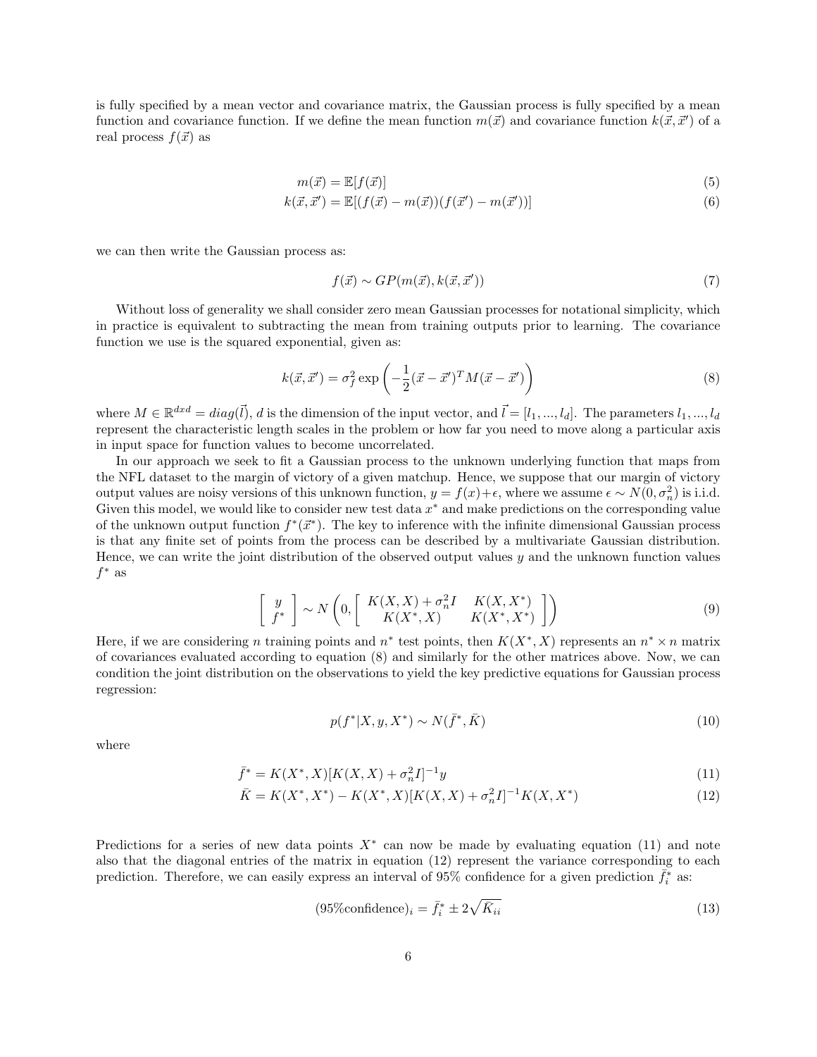is fully specified by a mean vector and covariance matrix, the Gaussian process is fully specified by a mean function and covariance function. If we define the mean function $m(\vec{x})$ and covariance function $k(\vec{x}, \vec{x}')$ of a real process $f(\vec{x})$ as

$$m(\vec{x}) = \mathbb{E}[f(\vec{x})] \tag{5}$$

$$k(\vec{x}, \vec{x}') = \mathbb{E}[(f(\vec{x}) - m(\vec{x}))(f(\vec{x}') - m(\vec{x}'))] \tag{6}$$

we can then write the Gaussian process as:

$$f(\vec{x}) \sim GP(m(\vec{x}), k(\vec{x}, \vec{x}')) \tag{7}$$

Without loss of generality we shall consider zero mean Gaussian processes for notational simplicity, which in practice is equivalent to subtracting the mean from training outputs prior to learning. The covariance function we use is the squared exponential, given as:

$$k(\vec{x}, \vec{x}') = \sigma_f^2 \exp\left(-\frac{1}{2}(\vec{x} - \vec{x}')^T M (\vec{x} - \vec{x}')\right) \tag{8}$$

where $M \in \mathbb{R}^{dxd} = diag(\vec{l})$, $d$ is the dimension of the input vector, and $\vec{l} = [l_1, ..., l_d]$. The parameters $l_1, ..., l_d$ represent the characteristic length scales in the problem or how far you need to move along a particular axis in input space for function values to become uncorrelated.

In our approach we seek to fit a Gaussian process to the unknown underlying function that maps from the NFL dataset to the margin of victory of a given matchup. Hence, we suppose that our margin of victory output values are noisy versions of this unknown function, $y = f(x) + \epsilon$, where we assume $\epsilon \sim N(0, \sigma_n^2)$ is i.i.d. Given this model, we would like to consider new test data $x^*$ and make predictions on the corresponding value of the unknown output function $f^*(\vec{x}^*)$. The key to inference with the infinite dimensional Gaussian process is that any finite set of points from the process can be described by a multivariate Gaussian distribution. Hence, we can write the joint distribution of the observed output values $y$ and the unknown function values $f^*$ as

$$\begin{bmatrix} y \\ f^* \end{bmatrix} \sim N\left(0, \begin{bmatrix} K(X,X) + \sigma_n^2 I & K(X, X^*) \\ K(X^*, X) & K(X^*, X^*) \end{bmatrix}\right) \tag{9}$$

Here, if we are considering $n$ training points and $n^*$ test points, then $K(X^*, X)$ represents an $n^* \times n$ matrix of covariances evaluated according to equation (8) and similarly for the other matrices above. Now, we can condition the joint distribution on the observations to yield the key predictive equations for Gaussian process regression:

$$p(f^*|X, y, X^*) \sim N(\bar{f}^*, \bar{K}) \tag{10}$$

where

$$\bar{f}^* = K(X^*, X)[K(X,X) + \sigma_n^2 I]^{-1} y \tag{11}$$

$$\bar{K} = K(X^*, X^*) - K(X^*, X)[K(X,X) + \sigma_n^2 I]^{-1} K(X, X^*) \tag{12}$$

Predictions for a series of new data points $X^*$ can now be made by evaluating equation (11) and note also that the diagonal entries of the matrix in equation (12) represent the variance corresponding to each prediction. Therefore, we can easily express an interval of 95% confidence for a given prediction $\bar{f}_i^*$ as:

$$(95\%\text{confidence})_i = \bar{f}_i^* \pm 2\sqrt{\bar{K}_{ii}} \tag{13}$$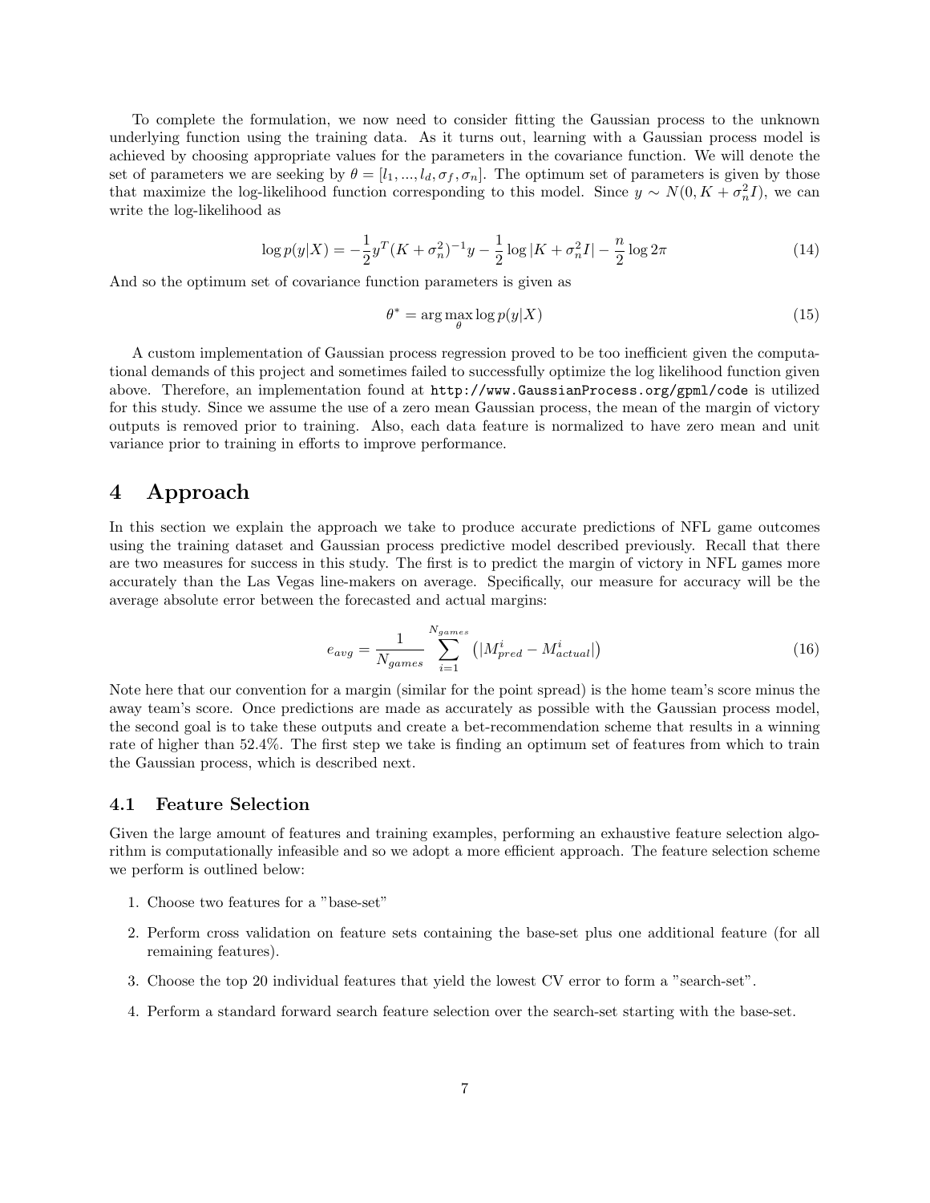To complete the formulation, we now need to consider fitting the Gaussian process to the unknown underlying function using the training data. As it turns out, learning with a Gaussian process model is achieved by choosing appropriate values for the parameters in the covariance function. We will denote the set of parameters we are seeking by $\theta = [l_1, ..., l_d, \sigma_f, \sigma_n]$. The optimum set of parameters is given by those that maximize the log-likelihood function corresponding to this model. Since $y \sim N(0, K + \sigma_n^2 I)$, we can write the log-likelihood as

$$\log p(y|X) = -\frac{1}{2} y^T (K + \sigma_n^2)^{-1} y - \frac{1}{2} \log |K + \sigma_n^2 I| - \frac{n}{2} \log 2\pi \tag{14}$$

And so the optimum set of covariance function parameters is given as

$$\theta^* = \arg\max_{\theta} \log p(y|X) \tag{15}$$

A custom implementation of Gaussian process regression proved to be too inefficient given the computational demands of this project and sometimes failed to successfully optimize the log likelihood function given above. Therefore, an implementation found at `http://www.GaussianProcess.org/gpml/code` is utilized for this study. Since we assume the use of a zero mean Gaussian process, the mean of the margin of victory outputs is removed prior to training. Also, each data feature is normalized to have zero mean and unit variance prior to training in efforts to improve performance.

# 4 Approach

In this section we explain the approach we take to produce accurate predictions of NFL game outcomes using the training dataset and Gaussian process predictive model described previously. Recall that there are two measures for success in this study. The first is to predict the margin of victory in NFL games more accurately than the Las Vegas line-makers on average. Specifically, our measure for accuracy will be the average absolute error between the forecasted and actual margins:

$$e_{avg} = \frac{1}{N_{games}} \sum_{i=1}^{N_{games}} \left( |M_{pred}^i - M_{actual}^i| \right) \tag{16}$$

Note here that our convention for a margin (similar for the point spread) is the home team's score minus the away team's score. Once predictions are made as accurately as possible with the Gaussian process model, the second goal is to take these outputs and create a bet-recommendation scheme that results in a winning rate of higher than 52.4%. The first step we take is finding an optimum set of features from which to train the Gaussian process, which is described next.

## 4.1 Feature Selection

Given the large amount of features and training examples, performing an exhaustive feature selection algorithm is computationally infeasible and so we adopt a more efficient approach. The feature selection scheme we perform is outlined below:

1. Choose two features for a "base-set"
2. Perform cross validation on feature sets containing the base-set plus one additional feature (for all remaining features).
3. Choose the top 20 individual features that yield the lowest CV error to form a "search-set".
4. Perform a standard forward search feature selection over the search-set starting with the base-set.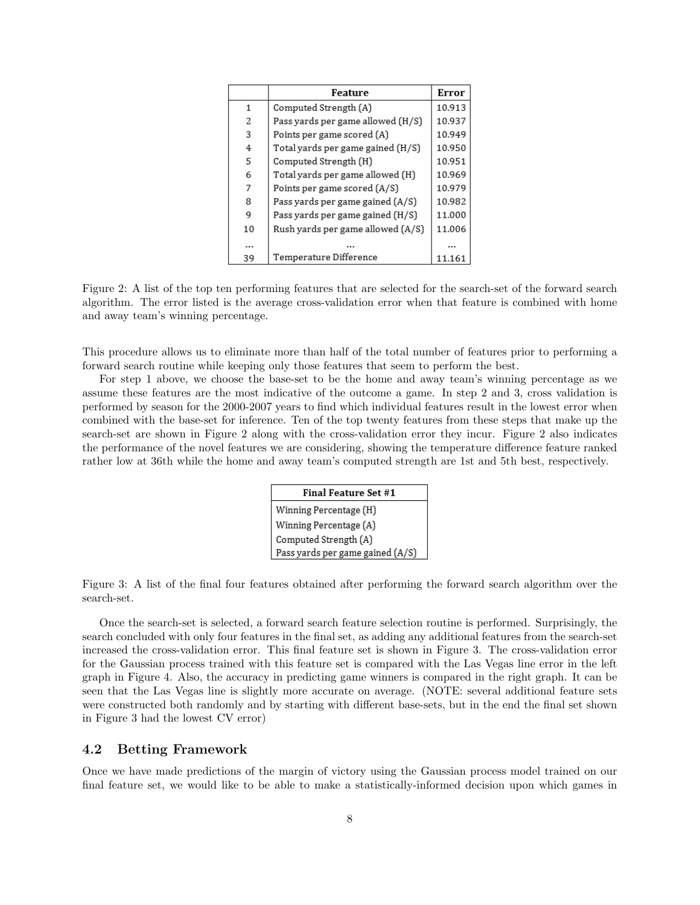| | Feature | Error |
|---|---|---|
| 1 | Computed Strength (A) | 10.913 |
| 2 | Pass yards per game allowed (H/S) | 10.937 |
| 3 | Points per game scored (A) | 10.949 |
| 4 | Total yards per game gained (H/S) | 10.950 |
| 5 | Computed Strength (H) | 10.951 |
| 6 | Total yards per game allowed (H) | 10.969 |
| 7 | Points per game scored (A/S) | 10.979 |
| 8 | Pass yards per game gained (A/S) | 10.982 |
| 9 | Pass yards per game gained (H/S) | 11.000 |
| 10 | Rush yards per game allowed (A/S) | 11.006 |
| ... | ... | ... |
| 39 | Temperature Difference | 11.161 |

Figure 2: A list of the top ten performing features that are selected for the search-set of the forward search algorithm. The error listed is the average cross-validation error when that feature is combined with home and away team's winning percentage.

This procedure allows us to eliminate more than half of the total number of features prior to performing a forward search routine while keeping only those features that seem to perform the best.

For step 1 above, we choose the base-set to be the home and away team's winning percentage as we assume these features are the most indicative of the outcome a game. In step 2 and 3, cross validation is performed by season for the 2000-2007 years to find which individual features result in the lowest error when combined with the base-set for inference. Ten of the top twenty features from these steps that make up the search-set are shown in Figure 2 along with the cross-validation error they incur. Figure 2 also indicates the performance of the novel features we are considering, showing the temperature difference feature ranked rather low at 36th while the home and away team's computed strength are 1st and 5th best, respectively.

| Final Feature Set #1 |
|---|
| Winning Percentage (H) |
| Winning Percentage (A) |
| Computed Strength (A) |
| Pass yards per game gained (A/S) |

Figure 3: A list of the final four features obtained after performing the forward search algorithm over the search-set.

Once the search-set is selected, a forward search feature selection routine is performed. Surprisingly, the search concluded with only four features in the final set, as adding any additional features from the search-set increased the cross-validation error. This final feature set is shown in Figure 3. The cross-validation error for the Gaussian process trained with this feature set is compared with the Las Vegas line error in the left graph in Figure 4. Also, the accuracy in predicting game winners is compared in the right graph. It can be seen that the Las Vegas line is slightly more accurate on average. (NOTE: several additional feature sets were constructed both randomly and by starting with different base-sets, but in the end the final set shown in Figure 3 had the lowest CV error)

## 4.2 Betting Framework

Once we have made predictions of the margin of victory using the Gaussian process model trained on our final feature set, we would like to be able to make a statistically-informed decision upon which games in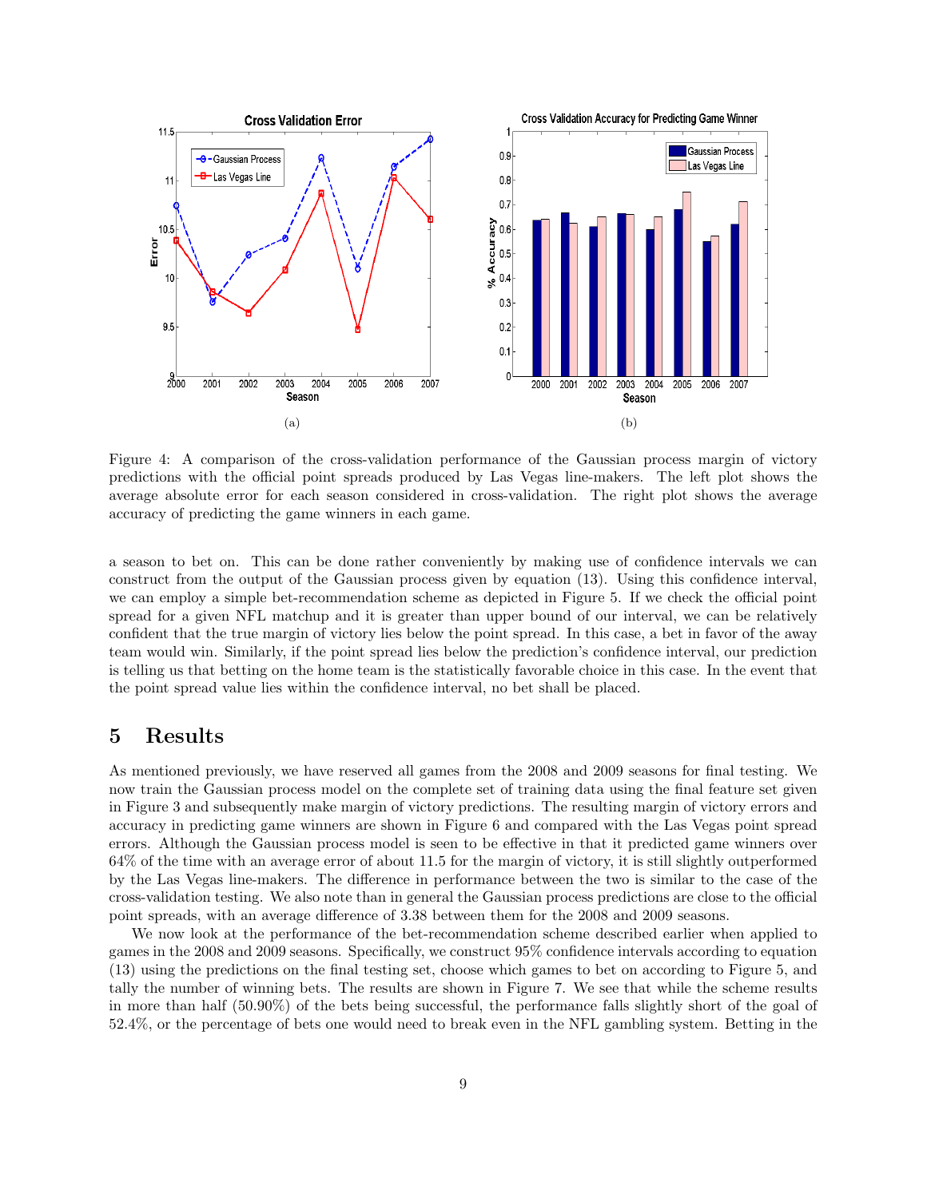Figure 4: A comparison of the cross-validation performance of the Gaussian process margin of victory predictions with the official point spreads produced by Las Vegas line-makers. The left plot shows the average absolute error for each season considered in cross-validation. The right plot shows the average accuracy of predicting the game winners in each game.

a season to bet on. This can be done rather conveniently by making use of confidence intervals we can construct from the output of the Gaussian process given by equation (13). Using this confidence interval, we can employ a simple bet-recommendation scheme as depicted in Figure 5. If we check the official point spread for a given NFL matchup and it is greater than upper bound of our interval, we can be relatively confident that the true margin of victory lies below the point spread. In this case, a bet in favor of the away team would win. Similarly, if the point spread lies below the prediction's confidence interval, our prediction is telling us that betting on the home team is the statistically favorable choice in this case. In the event that the point spread value lies within the confidence interval, no bet shall be placed.

## 5 Results

As mentioned previously, we have reserved all games from the 2008 and 2009 seasons for final testing. We now train the Gaussian process model on the complete set of training data using the final feature set given in Figure 3 and subsequently make margin of victory predictions. The resulting margin of victory errors and accuracy in predicting game winners are shown in Figure 6 and compared with the Las Vegas point spread errors. Although the Gaussian process model is seen to be effective in that it predicted game winners over 64% of the time with an average error of about 11.5 for the margin of victory, it is still slightly outperformed by the Las Vegas line-makers. The difference in performance between the two is similar to the case of the cross-validation testing. We also note than in general the Gaussian process predictions are close to the official point spreads, with an average difference of 3.38 between them for the 2008 and 2009 seasons.

We now look at the performance of the bet-recommendation scheme described earlier when applied to games in the 2008 and 2009 seasons. Specifically, we construct 95% confidence intervals according to equation (13) using the predictions on the final testing set, choose which games to bet on according to Figure 5, and tally the number of winning bets. The results are shown in Figure 7. We see that while the scheme results in more than half (50.90%) of the bets being successful, the performance falls slightly short of the goal of 52.4%, or the percentage of bets one would need to break even in the NFL gambling system. Betting in the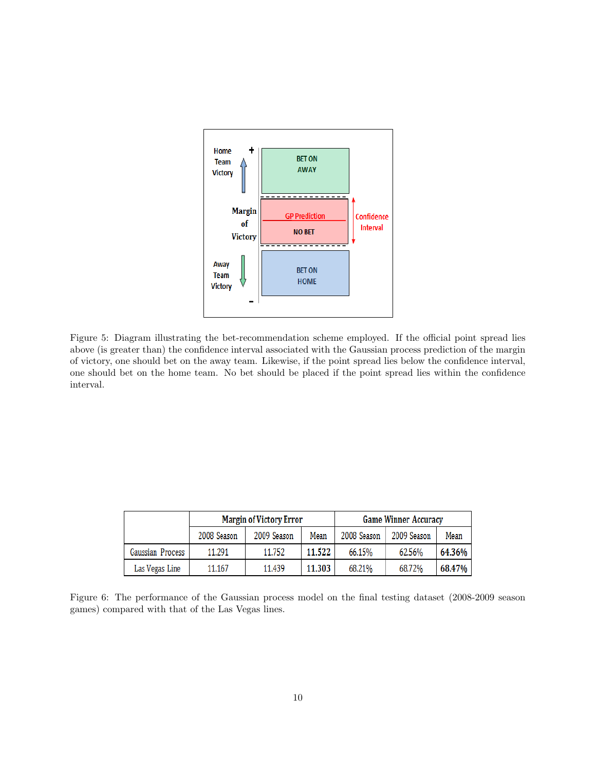Figure 5: Diagram illustrating the bet-recommendation scheme employed. If the official point spread lies above (is greater than) the confidence interval associated with the Gaussian process prediction of the margin of victory, one should bet on the away team. Likewise, if the point spread lies below the confidence interval, one should bet on the home team. No bet should be placed if the point spread lies within the confidence interval.

| | Margin of Victory Error | | | Game Winner Accuracy | | |
|---|---|---|---|---|---|---|
| | 2008 Season | 2009 Season | Mean | 2008 Season | 2009 Season | Mean |
| Gaussian Process | 11.291 | 11.752 | **11.522** | 66.15% | 62.56% | **64.36%** |
| Las Vegas Line | 11.167 | 11.439 | **11.303** | 68.21% | 68.72% | **68.47%** |

Figure 6: The performance of the Gaussian process model on the final testing dataset (2008-2009 season games) compared with that of the Las Vegas lines.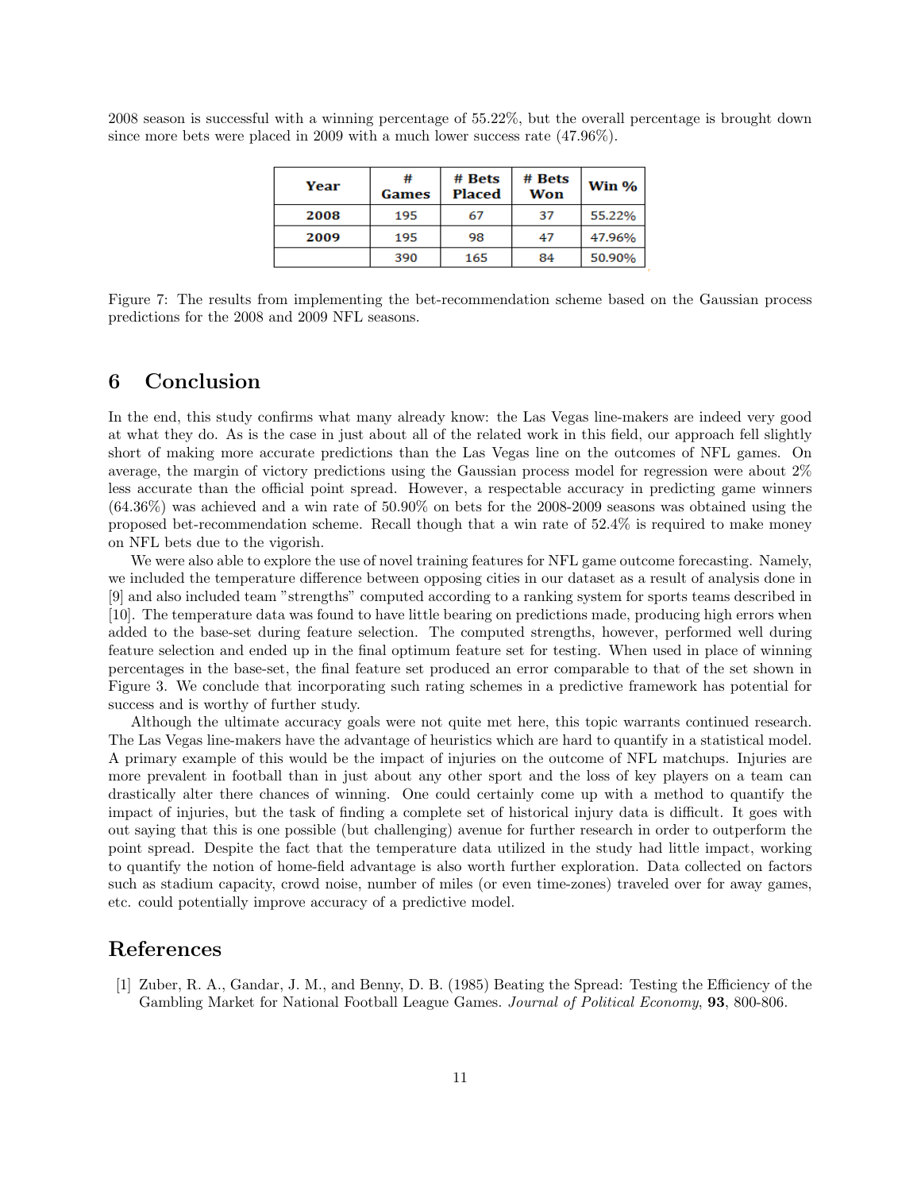2008 season is successful with a winning percentage of 55.22%, but the overall percentage is brought down since more bets were placed in 2009 with a much lower success rate (47.96%).

| Year | # Games | # Bets Placed | # Bets Won | Win % |
|---|---|---|---|---|
| 2008 | 195 | 67 | 37 | 55.22% |
| 2009 | 195 | 98 | 47 | 47.96% |
| | 390 | 165 | 84 | 50.90% |

Figure 7: The results from implementing the bet-recommendation scheme based on the Gaussian process predictions for the 2008 and 2009 NFL seasons.

# 6 Conclusion

In the end, this study confirms what many already know: the Las Vegas line-makers are indeed very good at what they do. As is the case in just about all of the related work in this field, our approach fell slightly short of making more accurate predictions than the Las Vegas line on the outcomes of NFL games. On average, the margin of victory predictions using the Gaussian process model for regression were about 2% less accurate than the official point spread. However, a respectable accuracy in predicting game winners (64.36%) was achieved and a win rate of 50.90% on bets for the 2008-2009 seasons was obtained using the proposed bet-recommendation scheme. Recall though that a win rate of 52.4% is required to make money on NFL bets due to the vigorish.

We were also able to explore the use of novel training features for NFL game outcome forecasting. Namely, we included the temperature difference between opposing cities in our dataset as a result of analysis done in [9] and also included team "strengths" computed according to a ranking system for sports teams described in [10]. The temperature data was found to have little bearing on predictions made, producing high errors when added to the base-set during feature selection. The computed strengths, however, performed well during feature selection and ended up in the final optimum feature set for testing. When used in place of winning percentages in the base-set, the final feature set produced an error comparable to that of the set shown in Figure 3. We conclude that incorporating such rating schemes in a predictive framework has potential for success and is worthy of further study.

Although the ultimate accuracy goals were not quite met here, this topic warrants continued research. The Las Vegas line-makers have the advantage of heuristics which are hard to quantify in a statistical model. A primary example of this would be the impact of injuries on the outcome of NFL matchups. Injuries are more prevalent in football than in just about any other sport and the loss of key players on a team can drastically alter there chances of winning. One could certainly come up with a method to quantify the impact of injuries, but the task of finding a complete set of historical injury data is difficult. It goes with out saying that this is one possible (but challenging) avenue for further research in order to outperform the point spread. Despite the fact that the temperature data utilized in the study had little impact, working to quantify the notion of home-field advantage is also worth further exploration. Data collected on factors such as stadium capacity, crowd noise, number of miles (or even time-zones) traveled over for away games, etc. could potentially improve accuracy of a predictive model.

# References

[1] Zuber, R. A., Gandar, J. M., and Benny, D. B. (1985) Beating the Spread: Testing the Efficiency of the Gambling Market for National Football League Games. *Journal of Political Economy*, **93**, 800-806.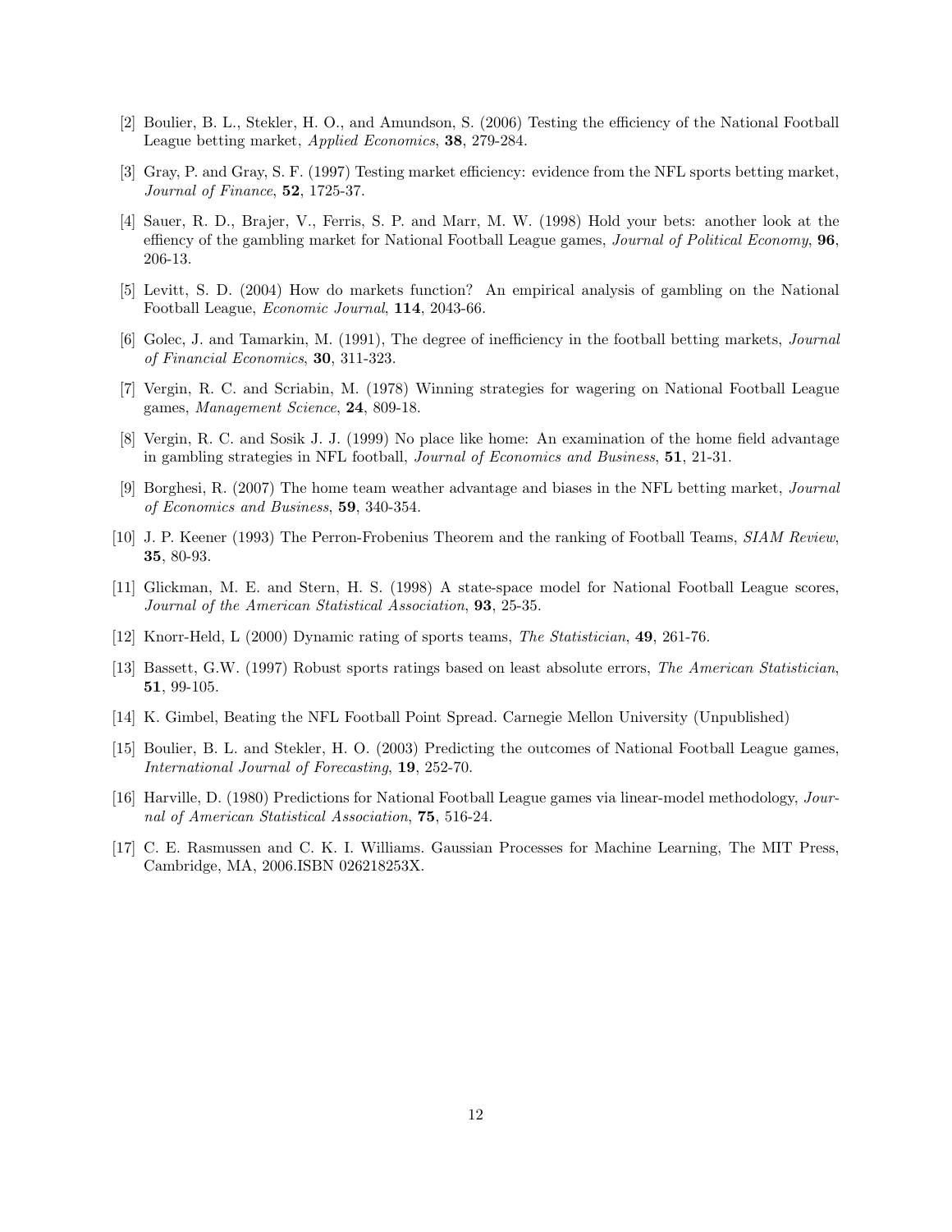[2] Boulier, B. L., Stekler, H. O., and Amundson, S. (2006) Testing the efficiency of the National Football League betting market, *Applied Economics*, **38**, 279-284.

[3] Gray, P. and Gray, S. F. (1997) Testing market efficiency: evidence from the NFL sports betting market, *Journal of Finance*, **52**, 1725-37.

[4] Sauer, R. D., Brajer, V., Ferris, S. P. and Marr, M. W. (1998) Hold your bets: another look at the effiency of the gambling market for National Football League games, *Journal of Political Economy*, **96**, 206-13.

[5] Levitt, S. D. (2004) How do markets function? An empirical analysis of gambling on the National Football League, *Economic Journal*, **114**, 2043-66.

[6] Golec, J. and Tamarkin, M. (1991), The degree of inefficiency in the football betting markets, *Journal of Financial Economics*, **30**, 311-323.

[7] Vergin, R. C. and Scriabin, M. (1978) Winning strategies for wagering on National Football League games, *Management Science*, **24**, 809-18.

[8] Vergin, R. C. and Sosik J. J. (1999) No place like home: An examination of the home field advantage in gambling strategies in NFL football, *Journal of Economics and Business*, **51**, 21-31.

[9] Borghesi, R. (2007) The home team weather advantage and biases in the NFL betting market, *Journal of Economics and Business*, **59**, 340-354.

[10] J. P. Keener (1993) The Perron-Frobenius Theorem and the ranking of Football Teams, *SIAM Review*, **35**, 80-93.

[11] Glickman, M. E. and Stern, H. S. (1998) A state-space model for National Football League scores, *Journal of the American Statistical Association*, **93**, 25-35.

[12] Knorr-Held, L (2000) Dynamic rating of sports teams, *The Statistician*, **49**, 261-76.

[13] Bassett, G.W. (1997) Robust sports ratings based on least absolute errors, *The American Statistician*, **51**, 99-105.

[14] K. Gimbel, Beating the NFL Football Point Spread. Carnegie Mellon University (Unpublished)

[15] Boulier, B. L. and Stekler, H. O. (2003) Predicting the outcomes of National Football League games, *International Journal of Forecasting*, **19**, 252-70.

[16] Harville, D. (1980) Predictions for National Football League games via linear-model methodology, *Journal of American Statistical Association*, **75**, 516-24.

[17] C. E. Rasmussen and C. K. I. Williams. Gaussian Processes for Machine Learning, The MIT Press, Cambridge, MA, 2006.ISBN 026218253X.